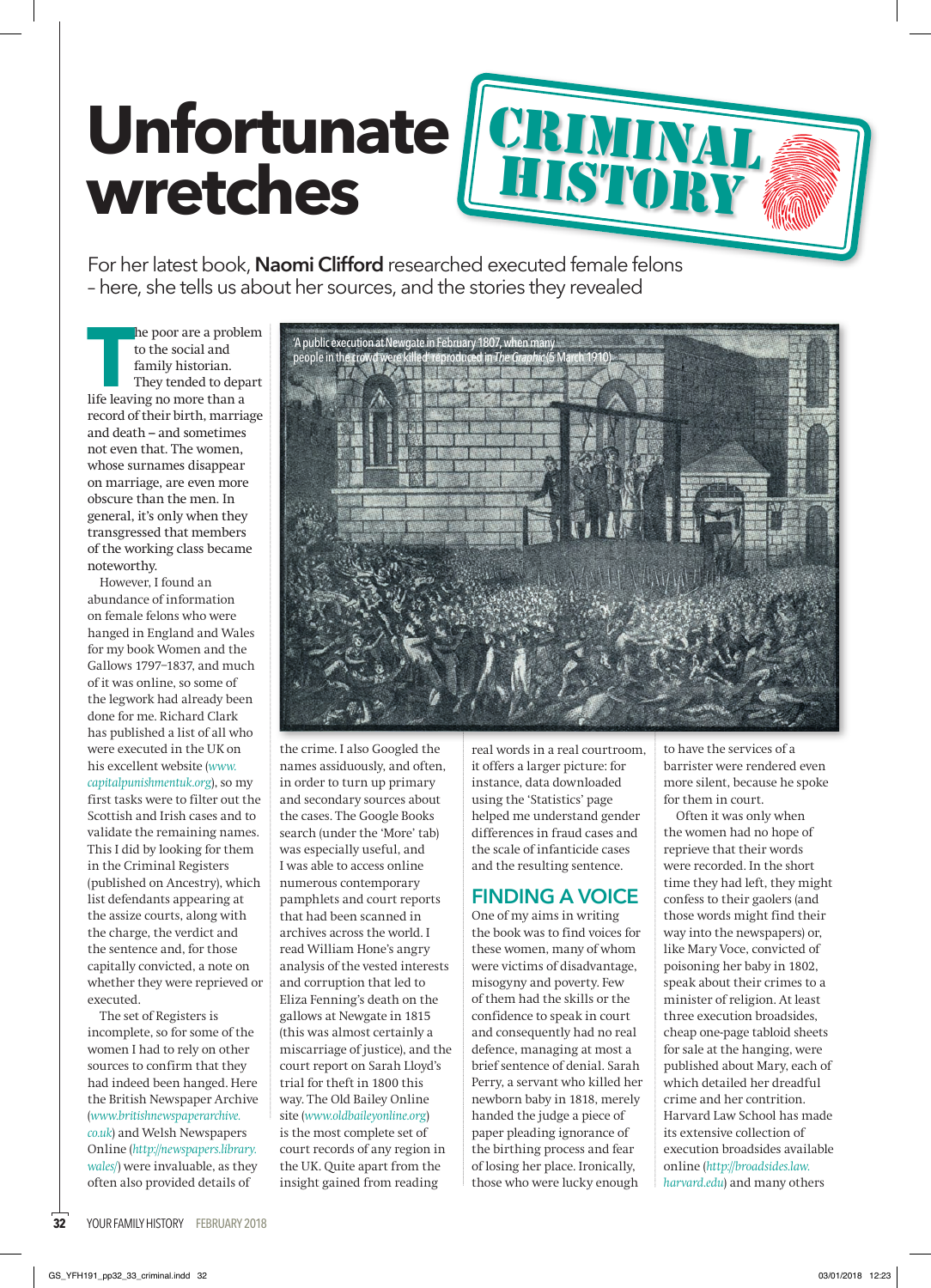# Unfortunate wretches

CRIMINAL HISTORY

For her latest book, **Naomi Clifford** researched executed female felons – here, she tells us about her sources, and the stories they revealed

The poor are a problem to the social and family historian. They tended to depart life leaving no more than a record of their birth, marriage and death – and sometimes not even that. The women, whose surnames disappear on marriage, are even more obscure than the men. In general, it's only when they transgressed that members of the working class became noteworthy.

However, I found an abundance of information on female felons who were hanged in England and Wales for my book Women and the Gallows 1797–1837, and much of it was online, so some of the legwork had already been done for me. Richard Clark has published a list of all who were executed in the UK on his excellent website (*www.capitalpunishmentuk.org*), so my first tasks were to filter out the Scottish and Irish cases and to validate the remaining names. This I did by looking for them in the Criminal Registers (published on Ancestry), which list defendants appearing at the assize courts, along with the charge, the verdict and the sentence and, for those capitally convicted, a note on whether they were reprieved or executed.

The set of Registers is incomplete, so for some of the women I had to rely on other sources to confirm that they had indeed been hanged. Here the British Newspaper Archive (*www.britishnewspaperarchive.co.uk*) and Welsh Newspapers Online (*http://newspapers.library.wales/*) were invaluable, as they often also provided details of the crime. I also Googled the names assiduously, and often, in order to turn up primary and secondary sources about the cases. The Google Books search (under the 'More' tab) was especially useful, and I was able to access online numerous contemporary pamphlets and court reports that had been scanned in archives across the world. I read William Hone's angry analysis of the vested interests and corruption that led to Eliza Fenning's death on the gallows at Newgate in 1815 (this was almost certainly a miscarriage of justice), and the court report on Sarah Lloyd's trial for theft in 1800 this way. The Old Bailey Online site (*www.oldbaileyonline.org*) is the most complete set of court records of any region in the UK. Quite apart from the insight gained from reading real words in a real courtroom, it offers a larger picture: for instance, data downloaded using the 'Statistics' page helped me understand gender differences in fraud cases and the scale of infanticide cases and the resulting sentence.

'A public execution at Newgate in February 1807, when many people in the crowd were killed' reproduced in *The Graphic* (5 March 1910)

## FINDING A VOICE

One of my aims in writing the book was to find voices for these women, many of whom were victims of disadvantage, misogyny and poverty. Few of them had the skills or the confidence to speak in court and consequently had no real defence, managing at most a brief sentence of denial. Sarah Perry, a servant who killed her newborn baby in 1818, merely handed the judge a piece of paper pleading ignorance of the birthing process and fear of losing her place. Ironically, those who were lucky enough to have the services of a barrister were rendered even more silent, because he spoke for them in court.

Often it was only when the women had no hope of reprieve that their words were recorded. In the short time they had left, they might confess to their gaolers (and those words might find their way into the newspapers) or, like Mary Voce, convicted of poisoning her baby in 1802, speak about their crimes to a minister of religion. At least three execution broadsides, cheap one-page tabloid sheets for sale at the hanging, were published about Mary, each of which detailed her dreadful crime and her contrition. Harvard Law School has made its extensive collection of execution broadsides available online (*http://broadsides.law.harvard.edu*) and many others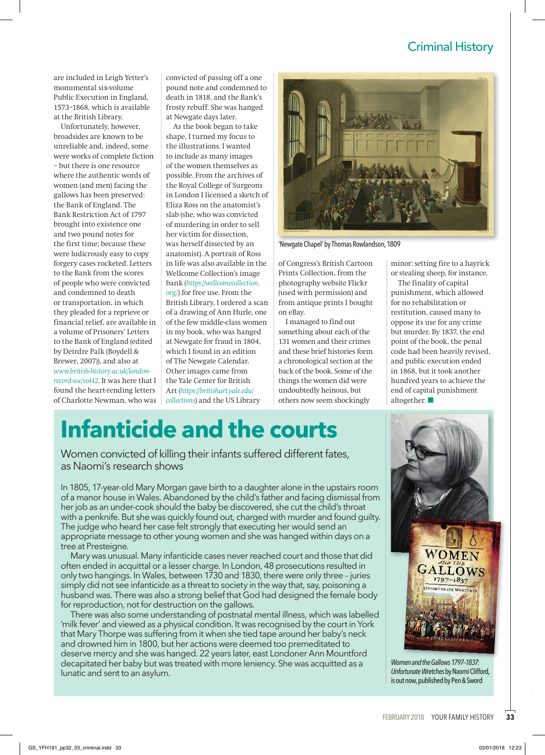are included in Leigh Yetter's monumental six-volume Public Execution in England, 1573–1868, which is available at the British Library.

Unfortunately, however, broadsides are known to be unreliable and, indeed, some were works of complete fiction – but there is one resource where the authentic words of women (and men) facing the gallows has been preserved: the Bank of England. The Bank Restriction Act of 1797 brought into existence one and two pound notes for the first time; because these were ludicrously easy to copy forgery cases rocketed. Letters to the Bank from the scores of people who were convicted and condemned to death or transportation, in which they pleaded for a reprieve or financial relief, are available in a volume of Prisoners' Letters to the Bank of England (edited by Deirdre Palk (Boydell & Brewer, 2007)), and also at *www.british-history.ac.uk/london-record-soc/vol42*. It was here that I found the heart-rending letters of Charlotte Newman, who was convicted of passing off a one pound note and condemned to death in 1818, and the Bank's frosty rebuff. She was hanged at Newgate days later.

As the book began to take shape, I turned my focus to the illustrations. I wanted to include as many images of the women themselves as possible. From the archives of the Royal College of Surgeons in London I licensed a sketch of Eliza Ross on the anatomist's slab (she, who was convicted of murdering in order to sell her victim for dissection, was herself dissected by an anatomist). A portrait of Ross in life was also available in the Wellcome Collection's image bank (*https://wellcomecollection.org/*) for free use. From the British Library, I ordered a scan of a drawing of Ann Hurle, one of the few middle-class women in my book, who was hanged at Newgate for fraud in 1804, which I found in an edition of The Newgate Calendar. Other images came from the Yale Center for British Art (*https://britishart.yale.edu/collections*) and the US Library of Congress's British Cartoon Prints Collection, from the photography website Flickr (used with permission) and from antique prints I bought on eBay.

'Newgate Chapel' by Thomas Rowlandson, 1809

I managed to find out something about each of the 131 women and their crimes and these brief histories form a chronological section at the back of the book. Some of the things the women did were undoubtedly heinous, but others now seem shockingly minor: setting fire to a hayrick or stealing sheep, for instance.

The finality of capital punishment, which allowed for no rehabilitation or restitution, caused many to oppose its use for any crime but murder. By 1837, the end point of the book, the penal code had been heavily revised, and public execution ended in 1868, but it took another hundred years to achieve the end of capital punishment altogether. ■

# Infanticide and the courts

Women convicted of killing their infants suffered different fates, as Naomi's research shows

In 1805, 17-year-old Mary Morgan gave birth to a daughter alone in the upstairs room of a manor house in Wales. Abandoned by the child's father and facing dismissal from her job as an under-cook should the baby be discovered, she cut the child's throat with a penknife. But she was quickly found out, charged with murder and found guilty. The judge who heard her case felt strongly that executing her would send an appropriate message to other young women and she was hanged within days on a tree at Presteigne.

Mary was unusual. Many infanticide cases never reached court and those that did often ended in acquittal or a lesser charge. In London, 48 prosecutions resulted in only two hangings. In Wales, between 1730 and 1830, there were only three – juries simply did not see infanticide as a threat to society in the way that, say, poisoning a husband was. There was also a strong belief that God had designed the female body for reproduction, not for destruction on the gallows.

There was also some understanding of postnatal mental illness, which was labelled 'milk fever' and viewed as a physical condition. It was recognised by the court in York that Mary Thorpe was suffering from it when she tied tape around her baby's neck and drowned him in 1800, but her actions were deemed too premeditated to deserve mercy and she was hanged. 22 years later, east Londoner Ann Mountford decapitated her baby but was treated with more leniency. She was acquitted as a lunatic and sent to an asylum.

*Women and the Gallows 1797-1837: Unfortunate Wretches* by Naomi Clifford, is out now, published by Pen & Sword